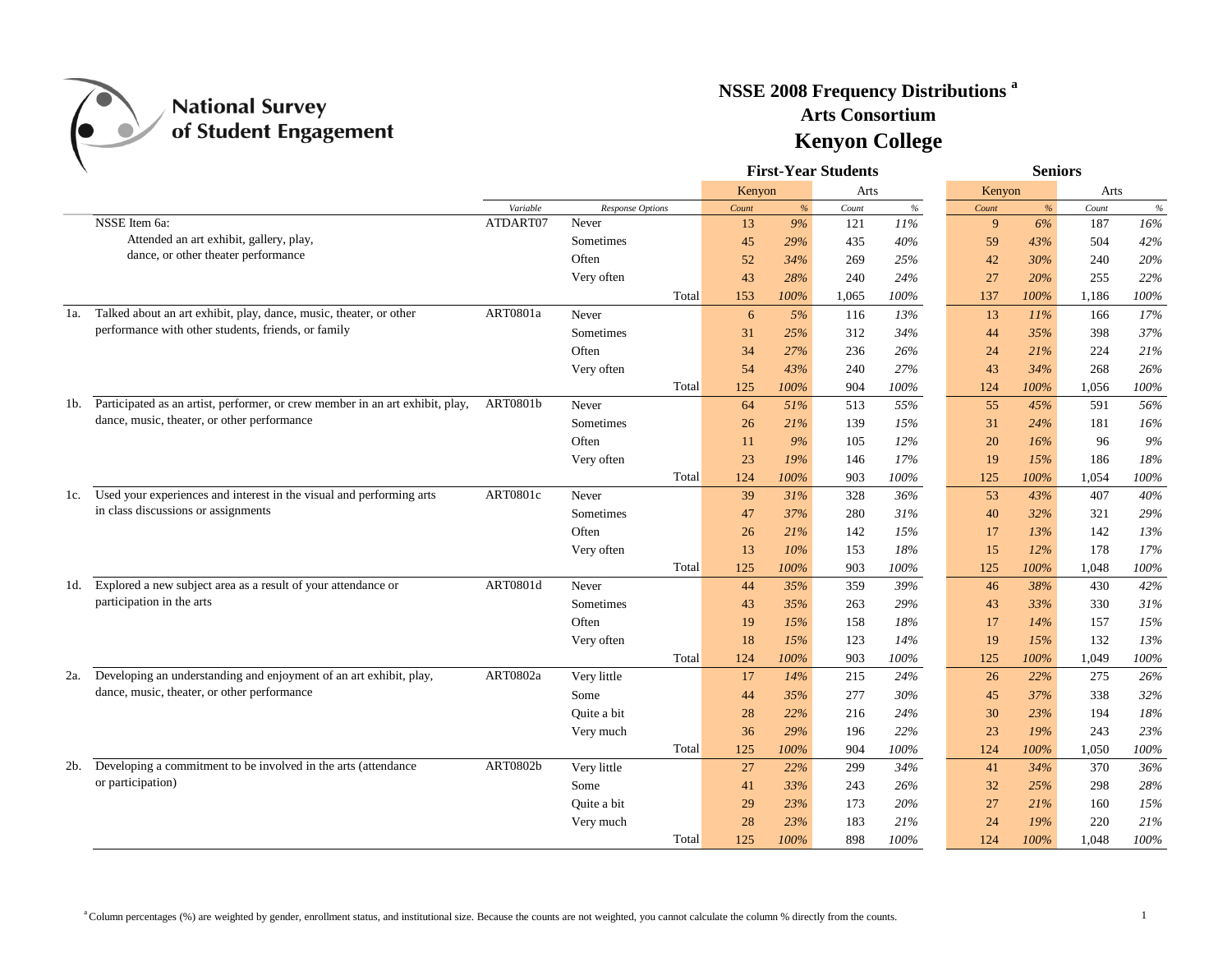National Survey of Student Engagement

# NSSE 2008 Frequency Distributions [a]

## Arts Consortium

## Kenyon College

| | | Variable | Response Options | First-Year Students Kenyon Count | First-Year Students Kenyon % | First-Year Students Arts Count | First-Year Students Arts % | Seniors Kenyon Count | Seniors Kenyon % | Seniors Arts Count | Seniors Arts % |
|---|---|---|---|---|---|---|---|---|---|---|---|
| | NSSE Item 6a: Attended an art exhibit, gallery, play, dance, or other theater performance | ATDART07 | Never | 13 | 9% | 121 | 11% | 9 | 6% | 187 | 16% |
| | | | Sometimes | 45 | 29% | 435 | 40% | 59 | 43% | 504 | 42% |
| | | | Often | 52 | 34% | 269 | 25% | 42 | 30% | 240 | 20% |
| | | | Very often | 43 | 28% | 240 | 24% | 27 | 20% | 255 | 22% |
| | | | Total | 153 | 100% | 1,065 | 100% | 137 | 100% | 1,186 | 100% |
| 1a. | Talked about an art exhibit, play, dance, music, theater, or other performance with other students, friends, or family | ART0801a | Never | 6 | 5% | 116 | 13% | 13 | 11% | 166 | 17% |
| | | | Sometimes | 31 | 25% | 312 | 34% | 44 | 35% | 398 | 37% |
| | | | Often | 34 | 27% | 236 | 26% | 24 | 21% | 224 | 21% |
| | | | Very often | 54 | 43% | 240 | 27% | 43 | 34% | 268 | 26% |
| | | | Total | 125 | 100% | 904 | 100% | 124 | 100% | 1,056 | 100% |
| 1b. | Participated as an artist, performer, or crew member in an art exhibit, play, dance, music, theater, or other performance | ART0801b | Never | 64 | 51% | 513 | 55% | 55 | 45% | 591 | 56% |
| | | | Sometimes | 26 | 21% | 139 | 15% | 31 | 24% | 181 | 16% |
| | | | Often | 11 | 9% | 105 | 12% | 20 | 16% | 96 | 9% |
| | | | Very often | 23 | 19% | 146 | 17% | 19 | 15% | 186 | 18% |
| | | | Total | 124 | 100% | 903 | 100% | 125 | 100% | 1,054 | 100% |
| 1c. | Used your experiences and interest in the visual and performing arts in class discussions or assignments | ART0801c | Never | 39 | 31% | 328 | 36% | 53 | 43% | 407 | 40% |
| | | | Sometimes | 47 | 37% | 280 | 31% | 40 | 32% | 321 | 29% |
| | | | Often | 26 | 21% | 142 | 15% | 17 | 13% | 142 | 13% |
| | | | Very often | 13 | 10% | 153 | 18% | 15 | 12% | 178 | 17% |
| | | | Total | 125 | 100% | 903 | 100% | 125 | 100% | 1,048 | 100% |
| 1d. | Explored a new subject area as a result of your attendance or participation in the arts | ART0801d | Never | 44 | 35% | 359 | 39% | 46 | 38% | 430 | 42% |
| | | | Sometimes | 43 | 35% | 263 | 29% | 43 | 33% | 330 | 31% |
| | | | Often | 19 | 15% | 158 | 18% | 17 | 14% | 157 | 15% |
| | | | Very often | 18 | 15% | 123 | 14% | 19 | 15% | 132 | 13% |
| | | | Total | 124 | 100% | 903 | 100% | 125 | 100% | 1,049 | 100% |
| 2a. | Developing an understanding and enjoyment of an art exhibit, play, dance, music, theater, or other performance | ART0802a | Very little | 17 | 14% | 215 | 24% | 26 | 22% | 275 | 26% |
| | | | Some | 44 | 35% | 277 | 30% | 45 | 37% | 338 | 32% |
| | | | Quite a bit | 28 | 22% | 216 | 24% | 30 | 23% | 194 | 18% |
| | | | Very much | 36 | 29% | 196 | 22% | 23 | 19% | 243 | 23% |
| | | | Total | 125 | 100% | 904 | 100% | 124 | 100% | 1,050 | 100% |
| 2b. | Developing a commitment to be involved in the arts (attendance or participation) | ART0802b | Very little | 27 | 22% | 299 | 34% | 41 | 34% | 370 | 36% |
| | | | Some | 41 | 33% | 243 | 26% | 32 | 25% | 298 | 28% |
| | | | Quite a bit | 29 | 23% | 173 | 20% | 27 | 21% | 160 | 15% |
| | | | Very much | 28 | 23% | 183 | 21% | 24 | 19% | 220 | 21% |
| | | | Total | 125 | 100% | 898 | 100% | 124 | 100% | 1,048 | 100% |

[a] Column percentages (%) are weighted by gender, enrollment status, and institutional size. Because the counts are not weighted, you cannot calculate the column % directly from the counts.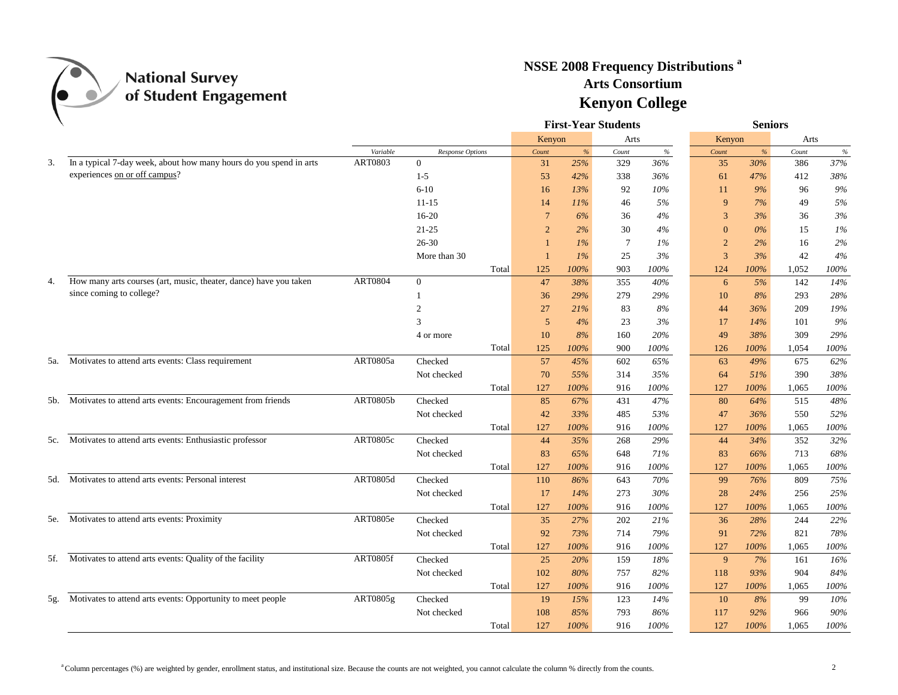# NSSE 2008 Frequency Distributions [a]

## Arts Consortium

## Kenyon College

| | | Variable | Response Options | First-Year Students | | | | Seniors | | | |
|---|---|---|---|---|---|---|---|---|---|---|---|
| | | | | Kenyon | | Arts | | Kenyon | | Arts | |
| | | | | Count | % | Count | % | Count | % | Count | % |
| 3. | In a typical 7-day week, about how many hours do you spend in arts experiences on or off campus? | ART0803 | 0 | 31 | 25% | 329 | 36% | 35 | 30% | 386 | 37% |
| | | | 1-5 | 53 | 42% | 338 | 36% | 61 | 47% | 412 | 38% |
| | | | 6-10 | 16 | 13% | 92 | 10% | 11 | 9% | 96 | 9% |
| | | | 11-15 | 14 | 11% | 46 | 5% | 9 | 7% | 49 | 5% |
| | | | 16-20 | 7 | 6% | 36 | 4% | 3 | 3% | 36 | 3% |
| | | | 21-25 | 2 | 2% | 30 | 4% | 0 | 0% | 15 | 1% |
| | | | 26-30 | 1 | 1% | 7 | 1% | 2 | 2% | 16 | 2% |
| | | | More than 30 | 1 | 1% | 25 | 3% | 3 | 3% | 42 | 4% |
| | | | Total | 125 | 100% | 903 | 100% | 124 | 100% | 1,052 | 100% |
| 4. | How many arts courses (art, music, theater, dance) have you taken since coming to college? | ART0804 | 0 | 47 | 38% | 355 | 40% | 6 | 5% | 142 | 14% |
| | | | 1 | 36 | 29% | 279 | 29% | 10 | 8% | 293 | 28% |
| | | | 2 | 27 | 21% | 83 | 8% | 44 | 36% | 209 | 19% |
| | | | 3 | 5 | 4% | 23 | 3% | 17 | 14% | 101 | 9% |
| | | | 4 or more | 10 | 8% | 160 | 20% | 49 | 38% | 309 | 29% |
| | | | Total | 125 | 100% | 900 | 100% | 126 | 100% | 1,054 | 100% |
| 5a. | Motivates to attend arts events: Class requirement | ART0805a | Checked | 57 | 45% | 602 | 65% | 63 | 49% | 675 | 62% |
| | | | Not checked | 70 | 55% | 314 | 35% | 64 | 51% | 390 | 38% |
| | | | Total | 127 | 100% | 916 | 100% | 127 | 100% | 1,065 | 100% |
| 5b. | Motivates to attend arts events: Encouragement from friends | ART0805b | Checked | 85 | 67% | 431 | 47% | 80 | 64% | 515 | 48% |
| | | | Not checked | 42 | 33% | 485 | 53% | 47 | 36% | 550 | 52% |
| | | | Total | 127 | 100% | 916 | 100% | 127 | 100% | 1,065 | 100% |
| 5c. | Motivates to attend arts events: Enthusiastic professor | ART0805c | Checked | 44 | 35% | 268 | 29% | 44 | 34% | 352 | 32% |
| | | | Not checked | 83 | 65% | 648 | 71% | 83 | 66% | 713 | 68% |
| | | | Total | 127 | 100% | 916 | 100% | 127 | 100% | 1,065 | 100% |
| 5d. | Motivates to attend arts events: Personal interest | ART0805d | Checked | 110 | 86% | 643 | 70% | 99 | 76% | 809 | 75% |
| | | | Not checked | 17 | 14% | 273 | 30% | 28 | 24% | 256 | 25% |
| | | | Total | 127 | 100% | 916 | 100% | 127 | 100% | 1,065 | 100% |
| 5e. | Motivates to attend arts events: Proximity | ART0805e | Checked | 35 | 27% | 202 | 21% | 36 | 28% | 244 | 22% |
| | | | Not checked | 92 | 73% | 714 | 79% | 91 | 72% | 821 | 78% |
| | | | Total | 127 | 100% | 916 | 100% | 127 | 100% | 1,065 | 100% |
| 5f. | Motivates to attend arts events: Quality of the facility | ART0805f | Checked | 25 | 20% | 159 | 18% | 9 | 7% | 161 | 16% |
| | | | Not checked | 102 | 80% | 757 | 82% | 118 | 93% | 904 | 84% |
| | | | Total | 127 | 100% | 916 | 100% | 127 | 100% | 1,065 | 100% |
| 5g. | Motivates to attend arts events: Opportunity to meet people | ART0805g | Checked | 19 | 15% | 123 | 14% | 10 | 8% | 99 | 10% |
| | | | Not checked | 108 | 85% | 793 | 86% | 117 | 92% | 966 | 90% |
| | | | Total | 127 | 100% | 916 | 100% | 127 | 100% | 1,065 | 100% |

[a] Column percentages (%) are weighted by gender, enrollment status, and institutional size. Because the counts are not weighted, you cannot calculate the column % directly from the counts.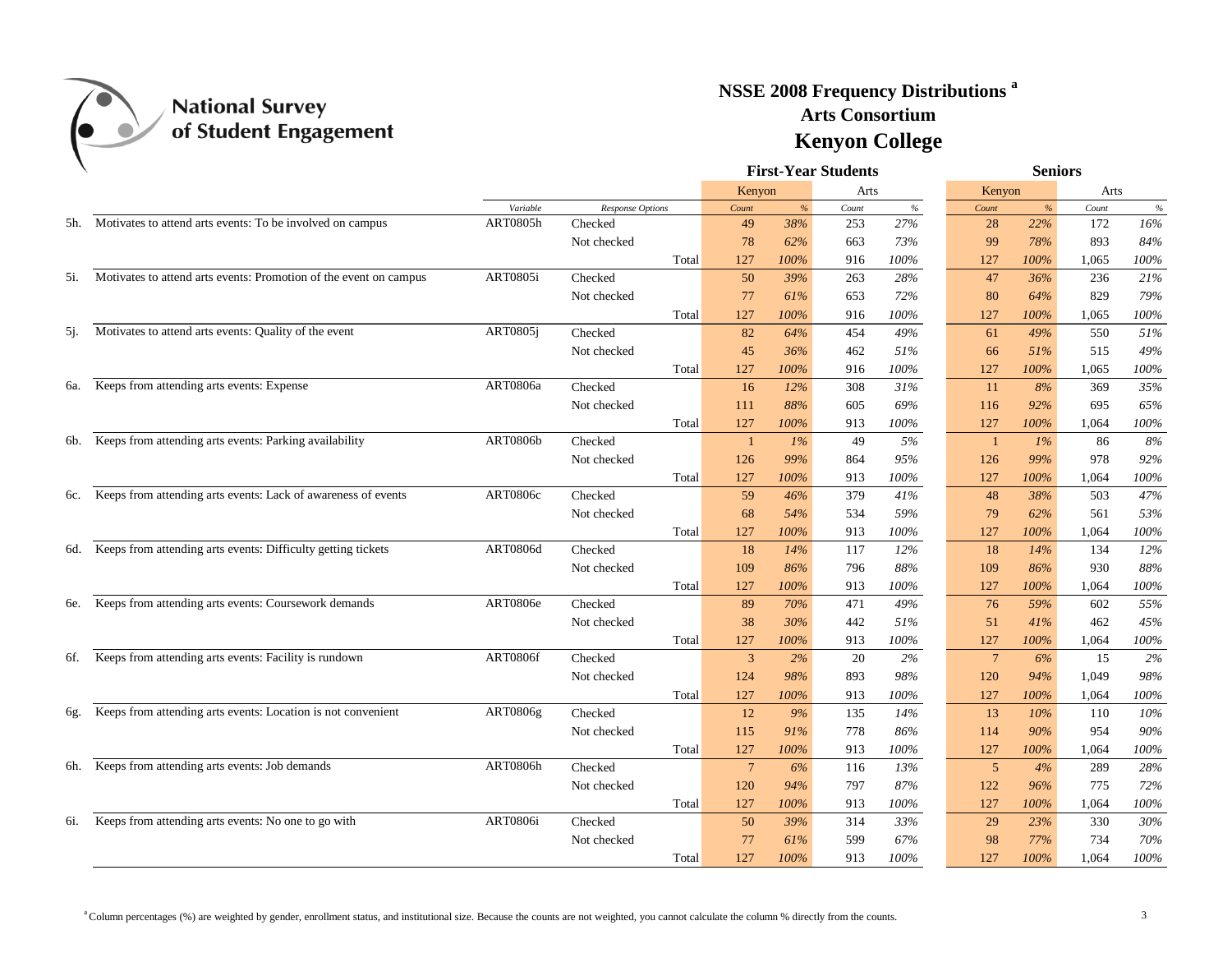National Survey of Student Engagement

# NSSE 2008 Frequency Distributions [a]
## Arts Consortium
## Kenyon College

| | | | | First-Year Students | | | | Seniors | | | |
|---|---|---|---|---|---|---|---|---|---|---|---|
| | | | | Kenyon | | Arts | | Kenyon | | Arts | |
| | | *Variable* | *Response Options* | *Count* | *%* | *Count* | *%* | *Count* | *%* | *Count* | *%* |
| 5h. | Motivates to attend arts events: To be involved on campus | ART0805h | Checked | 49 | *38%* | 253 | *27%* | 28 | *22%* | 172 | *16%* |
| | | | Not checked | 78 | *62%* | 663 | *73%* | 99 | *78%* | 893 | *84%* |
| | | | Total | 127 | *100%* | 916 | *100%* | 127 | *100%* | 1,065 | *100%* |
| 5i. | Motivates to attend arts events: Promotion of the event on campus | ART0805i | Checked | 50 | *39%* | 263 | *28%* | 47 | *36%* | 236 | *21%* |
| | | | Not checked | 77 | *61%* | 653 | *72%* | 80 | *64%* | 829 | *79%* |
| | | | Total | 127 | *100%* | 916 | *100%* | 127 | *100%* | 1,065 | *100%* |
| 5j. | Motivates to attend arts events: Quality of the event | ART0805j | Checked | 82 | *64%* | 454 | *49%* | 61 | *49%* | 550 | *51%* |
| | | | Not checked | 45 | *36%* | 462 | *51%* | 66 | *51%* | 515 | *49%* |
| | | | Total | 127 | *100%* | 916 | *100%* | 127 | *100%* | 1,065 | *100%* |
| 6a. | Keeps from attending arts events: Expense | ART0806a | Checked | 16 | *12%* | 308 | *31%* | 11 | *8%* | 369 | *35%* |
| | | | Not checked | 111 | *88%* | 605 | *69%* | 116 | *92%* | 695 | *65%* |
| | | | Total | 127 | *100%* | 913 | *100%* | 127 | *100%* | 1,064 | *100%* |
| 6b. | Keeps from attending arts events: Parking availability | ART0806b | Checked | 1 | *1%* | 49 | *5%* | 1 | *1%* | 86 | *8%* |
| | | | Not checked | 126 | *99%* | 864 | *95%* | 126 | *99%* | 978 | *92%* |
| | | | Total | 127 | *100%* | 913 | *100%* | 127 | *100%* | 1,064 | *100%* |
| 6c. | Keeps from attending arts events: Lack of awareness of events | ART0806c | Checked | 59 | *46%* | 379 | *41%* | 48 | *38%* | 503 | *47%* |
| | | | Not checked | 68 | *54%* | 534 | *59%* | 79 | *62%* | 561 | *53%* |
| | | | Total | 127 | *100%* | 913 | *100%* | 127 | *100%* | 1,064 | *100%* |
| 6d. | Keeps from attending arts events: Difficulty getting tickets | ART0806d | Checked | 18 | *14%* | 117 | *12%* | 18 | *14%* | 134 | *12%* |
| | | | Not checked | 109 | *86%* | 796 | *88%* | 109 | *86%* | 930 | *88%* |
| | | | Total | 127 | *100%* | 913 | *100%* | 127 | *100%* | 1,064 | *100%* |
| 6e. | Keeps from attending arts events: Coursework demands | ART0806e | Checked | 89 | *70%* | 471 | *49%* | 76 | *59%* | 602 | *55%* |
| | | | Not checked | 38 | *30%* | 442 | *51%* | 51 | *41%* | 462 | *45%* |
| | | | Total | 127 | *100%* | 913 | *100%* | 127 | *100%* | 1,064 | *100%* |
| 6f. | Keeps from attending arts events: Facility is rundown | ART0806f | Checked | 3 | *2%* | 20 | *2%* | 7 | *6%* | 15 | *2%* |
| | | | Not checked | 124 | *98%* | 893 | *98%* | 120 | *94%* | 1,049 | *98%* |
| | | | Total | 127 | *100%* | 913 | *100%* | 127 | *100%* | 1,064 | *100%* |
| 6g. | Keeps from attending arts events: Location is not convenient | ART0806g | Checked | 12 | *9%* | 135 | *14%* | 13 | *10%* | 110 | *10%* |
| | | | Not checked | 115 | *91%* | 778 | *86%* | 114 | *90%* | 954 | *90%* |
| | | | Total | 127 | *100%* | 913 | *100%* | 127 | *100%* | 1,064 | *100%* |
| 6h. | Keeps from attending arts events: Job demands | ART0806h | Checked | 7 | *6%* | 116 | *13%* | 5 | *4%* | 289 | *28%* |
| | | | Not checked | 120 | *94%* | 797 | *87%* | 122 | *96%* | 775 | *72%* |
| | | | Total | 127 | *100%* | 913 | *100%* | 127 | *100%* | 1,064 | *100%* |
| 6i. | Keeps from attending arts events: No one to go with | ART0806i | Checked | 50 | *39%* | 314 | *33%* | 29 | *23%* | 330 | *30%* |
| | | | Not checked | 77 | *61%* | 599 | *67%* | 98 | *77%* | 734 | *70%* |
| | | | Total | 127 | *100%* | 913 | *100%* | 127 | *100%* | 1,064 | *100%* |

[a] Column percentages (%) are weighted by gender, enrollment status, and institutional size. Because the counts are not weighted, you cannot calculate the column % directly from the counts.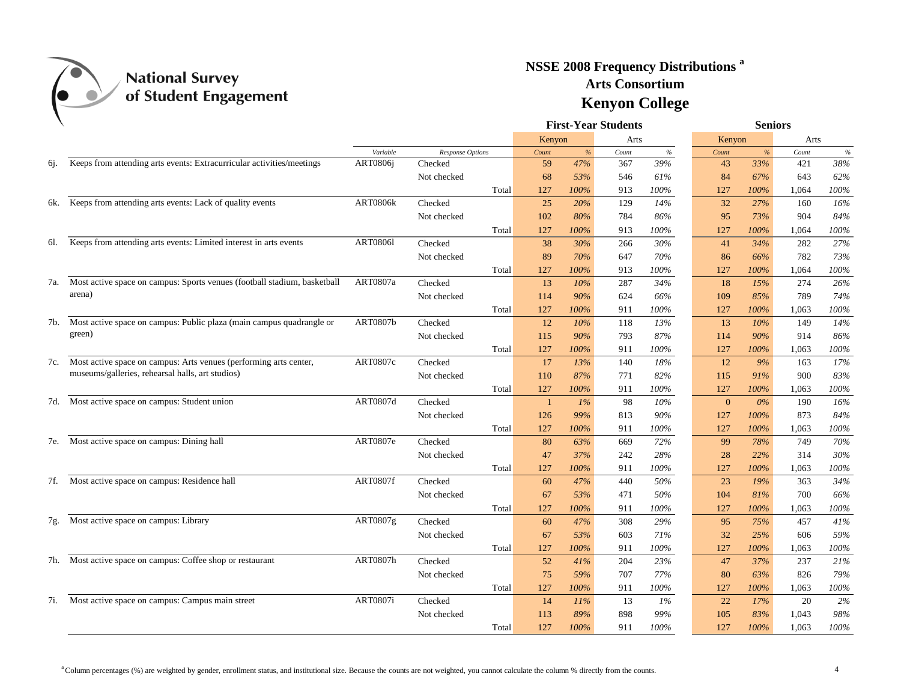National Survey of Student Engagement

# NSSE 2008 Frequency Distributions [a]

## Arts Consortium

## Kenyon College

| | | Variable | Response Options | First-Year Students Kenyon Count | % | Arts Count | % | Seniors Kenyon Count | % | Arts Count | % |
|---|---|---|---|---|---|---|---|---|---|---|---|
| 6j. | Keeps from attending arts events: Extracurricular activities/meetings | ART0806j | Checked | 59 | 47% | 367 | 39% | 43 | 33% | 421 | 38% |
| | | | Not checked | 68 | 53% | 546 | 61% | 84 | 67% | 643 | 62% |
| | | | Total | 127 | 100% | 913 | 100% | 127 | 100% | 1,064 | 100% |
| 6k. | Keeps from attending arts events: Lack of quality events | ART0806k | Checked | 25 | 20% | 129 | 14% | 32 | 27% | 160 | 16% |
| | | | Not checked | 102 | 80% | 784 | 86% | 95 | 73% | 904 | 84% |
| | | | Total | 127 | 100% | 913 | 100% | 127 | 100% | 1,064 | 100% |
| 6l. | Keeps from attending arts events: Limited interest in arts events | ART0806l | Checked | 38 | 30% | 266 | 30% | 41 | 34% | 282 | 27% |
| | | | Not checked | 89 | 70% | 647 | 70% | 86 | 66% | 782 | 73% |
| | | | Total | 127 | 100% | 913 | 100% | 127 | 100% | 1,064 | 100% |
| 7a. | Most active space on campus: Sports venues (football stadium, basketball arena) | ART0807a | Checked | 13 | 10% | 287 | 34% | 18 | 15% | 274 | 26% |
| | | | Not checked | 114 | 90% | 624 | 66% | 109 | 85% | 789 | 74% |
| | | | Total | 127 | 100% | 911 | 100% | 127 | 100% | 1,063 | 100% |
| 7b. | Most active space on campus: Public plaza (main campus quadrangle or green) | ART0807b | Checked | 12 | 10% | 118 | 13% | 13 | 10% | 149 | 14% |
| | | | Not checked | 115 | 90% | 793 | 87% | 114 | 90% | 914 | 86% |
| | | | Total | 127 | 100% | 911 | 100% | 127 | 100% | 1,063 | 100% |
| 7c. | Most active space on campus: Arts venues (performing arts center, museums/galleries, rehearsal halls, art studios) | ART0807c | Checked | 17 | 13% | 140 | 18% | 12 | 9% | 163 | 17% |
| | | | Not checked | 110 | 87% | 771 | 82% | 115 | 91% | 900 | 83% |
| | | | Total | 127 | 100% | 911 | 100% | 127 | 100% | 1,063 | 100% |
| 7d. | Most active space on campus: Student union | ART0807d | Checked | 1 | 1% | 98 | 10% | 0 | 0% | 190 | 16% |
| | | | Not checked | 126 | 99% | 813 | 90% | 127 | 100% | 873 | 84% |
| | | | Total | 127 | 100% | 911 | 100% | 127 | 100% | 1,063 | 100% |
| 7e. | Most active space on campus: Dining hall | ART0807e | Checked | 80 | 63% | 669 | 72% | 99 | 78% | 749 | 70% |
| | | | Not checked | 47 | 37% | 242 | 28% | 28 | 22% | 314 | 30% |
| | | | Total | 127 | 100% | 911 | 100% | 127 | 100% | 1,063 | 100% |
| 7f. | Most active space on campus: Residence hall | ART0807f | Checked | 60 | 47% | 440 | 50% | 23 | 19% | 363 | 34% |
| | | | Not checked | 67 | 53% | 471 | 50% | 104 | 81% | 700 | 66% |
| | | | Total | 127 | 100% | 911 | 100% | 127 | 100% | 1,063 | 100% |
| 7g. | Most active space on campus: Library | ART0807g | Checked | 60 | 47% | 308 | 29% | 95 | 75% | 457 | 41% |
| | | | Not checked | 67 | 53% | 603 | 71% | 32 | 25% | 606 | 59% |
| | | | Total | 127 | 100% | 911 | 100% | 127 | 100% | 1,063 | 100% |
| 7h. | Most active space on campus: Coffee shop or restaurant | ART0807h | Checked | 52 | 41% | 204 | 23% | 47 | 37% | 237 | 21% |
| | | | Not checked | 75 | 59% | 707 | 77% | 80 | 63% | 826 | 79% |
| | | | Total | 127 | 100% | 911 | 100% | 127 | 100% | 1,063 | 100% |
| 7i. | Most active space on campus: Campus main street | ART0807i | Checked | 14 | 11% | 13 | 1% | 22 | 17% | 20 | 2% |
| | | | Not checked | 113 | 89% | 898 | 99% | 105 | 83% | 1,043 | 98% |
| | | | Total | 127 | 100% | 911 | 100% | 127 | 100% | 1,063 | 100% |

[a] Column percentages (%) are weighted by gender, enrollment status, and institutional size. Because the counts are not weighted, you cannot calculate the column % directly from the counts.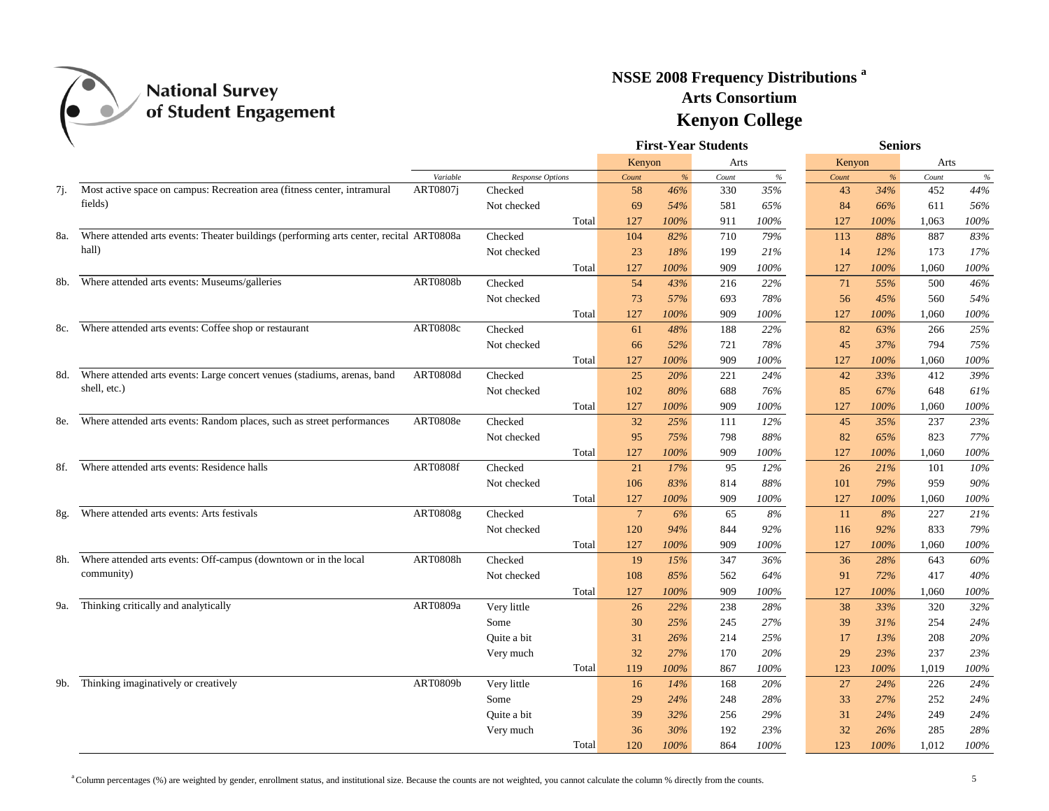# NSSE 2008 Frequency Distributions [a]

## Arts Consortium

## Kenyon College

| | | Variable | Response Options | First-Year Students | | | | Seniors | | | |
|---|---|---|---|---|---|---|---|---|---|---|---|
| | | | | Kenyon | | Arts | | Kenyon | | Arts | |
| | | | | Count | % | Count | % | Count | % | Count | % |
| 7j. | Most active space on campus: Recreation area (fitness center, intramural fields) | ART0807j | Checked | 58 | 46% | 330 | 35% | 43 | 34% | 452 | 44% |
| | | | Not checked | 69 | 54% | 581 | 65% | 84 | 66% | 611 | 56% |
| | | | Total | 127 | 100% | 911 | 100% | 127 | 100% | 1,063 | 100% |
| 8a. | Where attended arts events: Theater buildings (performing arts center, recital hall) | ART0808a | Checked | 104 | 82% | 710 | 79% | 113 | 88% | 887 | 83% |
| | | | Not checked | 23 | 18% | 199 | 21% | 14 | 12% | 173 | 17% |
| | | | Total | 127 | 100% | 909 | 100% | 127 | 100% | 1,060 | 100% |
| 8b. | Where attended arts events: Museums/galleries | ART0808b | Checked | 54 | 43% | 216 | 22% | 71 | 55% | 500 | 46% |
| | | | Not checked | 73 | 57% | 693 | 78% | 56 | 45% | 560 | 54% |
| | | | Total | 127 | 100% | 909 | 100% | 127 | 100% | 1,060 | 100% |
| 8c. | Where attended arts events: Coffee shop or restaurant | ART0808c | Checked | 61 | 48% | 188 | 22% | 82 | 63% | 266 | 25% |
| | | | Not checked | 66 | 52% | 721 | 78% | 45 | 37% | 794 | 75% |
| | | | Total | 127 | 100% | 909 | 100% | 127 | 100% | 1,060 | 100% |
| 8d. | Where attended arts events: Large concert venues (stadiums, arenas, band shell, etc.) | ART0808d | Checked | 25 | 20% | 221 | 24% | 42 | 33% | 412 | 39% |
| | | | Not checked | 102 | 80% | 688 | 76% | 85 | 67% | 648 | 61% |
| | | | Total | 127 | 100% | 909 | 100% | 127 | 100% | 1,060 | 100% |
| 8e. | Where attended arts events: Random places, such as street performances | ART0808e | Checked | 32 | 25% | 111 | 12% | 45 | 35% | 237 | 23% |
| | | | Not checked | 95 | 75% | 798 | 88% | 82 | 65% | 823 | 77% |
| | | | Total | 127 | 100% | 909 | 100% | 127 | 100% | 1,060 | 100% |
| 8f. | Where attended arts events: Residence halls | ART0808f | Checked | 21 | 17% | 95 | 12% | 26 | 21% | 101 | 10% |
| | | | Not checked | 106 | 83% | 814 | 88% | 101 | 79% | 959 | 90% |
| | | | Total | 127 | 100% | 909 | 100% | 127 | 100% | 1,060 | 100% |
| 8g. | Where attended arts events: Arts festivals | ART0808g | Checked | 7 | 6% | 65 | 8% | 11 | 8% | 227 | 21% |
| | | | Not checked | 120 | 94% | 844 | 92% | 116 | 92% | 833 | 79% |
| | | | Total | 127 | 100% | 909 | 100% | 127 | 100% | 1,060 | 100% |
| 8h. | Where attended arts events: Off-campus (downtown or in the local community) | ART0808h | Checked | 19 | 15% | 347 | 36% | 36 | 28% | 643 | 60% |
| | | | Not checked | 108 | 85% | 562 | 64% | 91 | 72% | 417 | 40% |
| | | | Total | 127 | 100% | 909 | 100% | 127 | 100% | 1,060 | 100% |
| 9a. | Thinking critically and analytically | ART0809a | Very little | 26 | 22% | 238 | 28% | 38 | 33% | 320 | 32% |
| | | | Some | 30 | 25% | 245 | 27% | 39 | 31% | 254 | 24% |
| | | | Quite a bit | 31 | 26% | 214 | 25% | 17 | 13% | 208 | 20% |
| | | | Very much | 32 | 27% | 170 | 20% | 29 | 23% | 237 | 23% |
| | | | Total | 119 | 100% | 867 | 100% | 123 | 100% | 1,019 | 100% |
| 9b. | Thinking imaginatively or creatively | ART0809b | Very little | 16 | 14% | 168 | 20% | 27 | 24% | 226 | 24% |
| | | | Some | 29 | 24% | 248 | 28% | 33 | 27% | 252 | 24% |
| | | | Quite a bit | 39 | 32% | 256 | 29% | 31 | 24% | 249 | 24% |
| | | | Very much | 36 | 30% | 192 | 23% | 32 | 26% | 285 | 28% |
| | | | Total | 120 | 100% | 864 | 100% | 123 | 100% | 1,012 | 100% |

[a] Column percentages (%) are weighted by gender, enrollment status, and institutional size. Because the counts are not weighted, you cannot calculate the column % directly from the counts.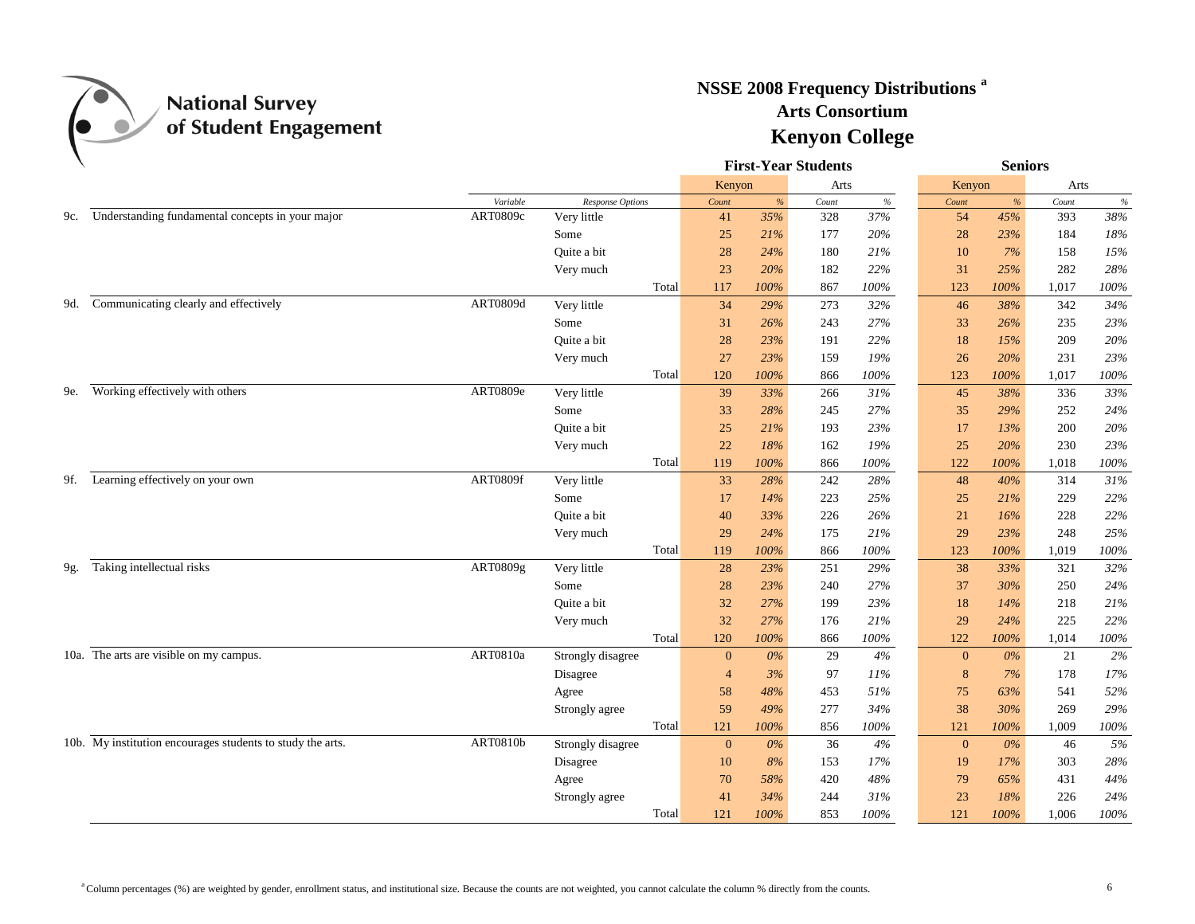# NSSE 2008 Frequency Distributions [a]

## Arts Consortium

## Kenyon College

| | | Variable | Response Options | First-Year Students Kenyon Count | First-Year Students Kenyon % | First-Year Students Arts Count | First-Year Students Arts % | Seniors Kenyon Count | Seniors Kenyon % | Seniors Arts Count | Seniors Arts % |
|---|---|---|---|---|---|---|---|---|---|---|---|
| 9c. | Understanding fundamental concepts in your major | ART0809c | Very little | 41 | 35% | 328 | 37% | 54 | 45% | 393 | 38% |
| | | | Some | 25 | 21% | 177 | 20% | 28 | 23% | 184 | 18% |
| | | | Quite a bit | 28 | 24% | 180 | 21% | 10 | 7% | 158 | 15% |
| | | | Very much | 23 | 20% | 182 | 22% | 31 | 25% | 282 | 28% |
| | | | Total | 117 | 100% | 867 | 100% | 123 | 100% | 1,017 | 100% |
| 9d. | Communicating clearly and effectively | ART0809d | Very little | 34 | 29% | 273 | 32% | 46 | 38% | 342 | 34% |
| | | | Some | 31 | 26% | 243 | 27% | 33 | 26% | 235 | 23% |
| | | | Quite a bit | 28 | 23% | 191 | 22% | 18 | 15% | 209 | 20% |
| | | | Very much | 27 | 23% | 159 | 19% | 26 | 20% | 231 | 23% |
| | | | Total | 120 | 100% | 866 | 100% | 123 | 100% | 1,017 | 100% |
| 9e. | Working effectively with others | ART0809e | Very little | 39 | 33% | 266 | 31% | 45 | 38% | 336 | 33% |
| | | | Some | 33 | 28% | 245 | 27% | 35 | 29% | 252 | 24% |
| | | | Quite a bit | 25 | 21% | 193 | 23% | 17 | 13% | 200 | 20% |
| | | | Very much | 22 | 18% | 162 | 19% | 25 | 20% | 230 | 23% |
| | | | Total | 119 | 100% | 866 | 100% | 122 | 100% | 1,018 | 100% |
| 9f. | Learning effectively on your own | ART0809f | Very little | 33 | 28% | 242 | 28% | 48 | 40% | 314 | 31% |
| | | | Some | 17 | 14% | 223 | 25% | 25 | 21% | 229 | 22% |
| | | | Quite a bit | 40 | 33% | 226 | 26% | 21 | 16% | 228 | 22% |
| | | | Very much | 29 | 24% | 175 | 21% | 29 | 23% | 248 | 25% |
| | | | Total | 119 | 100% | 866 | 100% | 123 | 100% | 1,019 | 100% |
| 9g. | Taking intellectual risks | ART0809g | Very little | 28 | 23% | 251 | 29% | 38 | 33% | 321 | 32% |
| | | | Some | 28 | 23% | 240 | 27% | 37 | 30% | 250 | 24% |
| | | | Quite a bit | 32 | 27% | 199 | 23% | 18 | 14% | 218 | 21% |
| | | | Very much | 32 | 27% | 176 | 21% | 29 | 24% | 225 | 22% |
| | | | Total | 120 | 100% | 866 | 100% | 122 | 100% | 1,014 | 100% |
| 10a. | The arts are visible on my campus. | ART0810a | Strongly disagree | 0 | 0% | 29 | 4% | 0 | 0% | 21 | 2% |
| | | | Disagree | 4 | 3% | 97 | 11% | 8 | 7% | 178 | 17% |
| | | | Agree | 58 | 48% | 453 | 51% | 75 | 63% | 541 | 52% |
| | | | Strongly agree | 59 | 49% | 277 | 34% | 38 | 30% | 269 | 29% |
| | | | Total | 121 | 100% | 856 | 100% | 121 | 100% | 1,009 | 100% |
| 10b. | My institution encourages students to study the arts. | ART0810b | Strongly disagree | 0 | 0% | 36 | 4% | 0 | 0% | 46 | 5% |
| | | | Disagree | 10 | 8% | 153 | 17% | 19 | 17% | 303 | 28% |
| | | | Agree | 70 | 58% | 420 | 48% | 79 | 65% | 431 | 44% |
| | | | Strongly agree | 41 | 34% | 244 | 31% | 23 | 18% | 226 | 24% |
| | | | Total | 121 | 100% | 853 | 100% | 121 | 100% | 1,006 | 100% |

[a] Column percentages (%) are weighted by gender, enrollment status, and institutional size. Because the counts are not weighted, you cannot calculate the column % directly from the counts.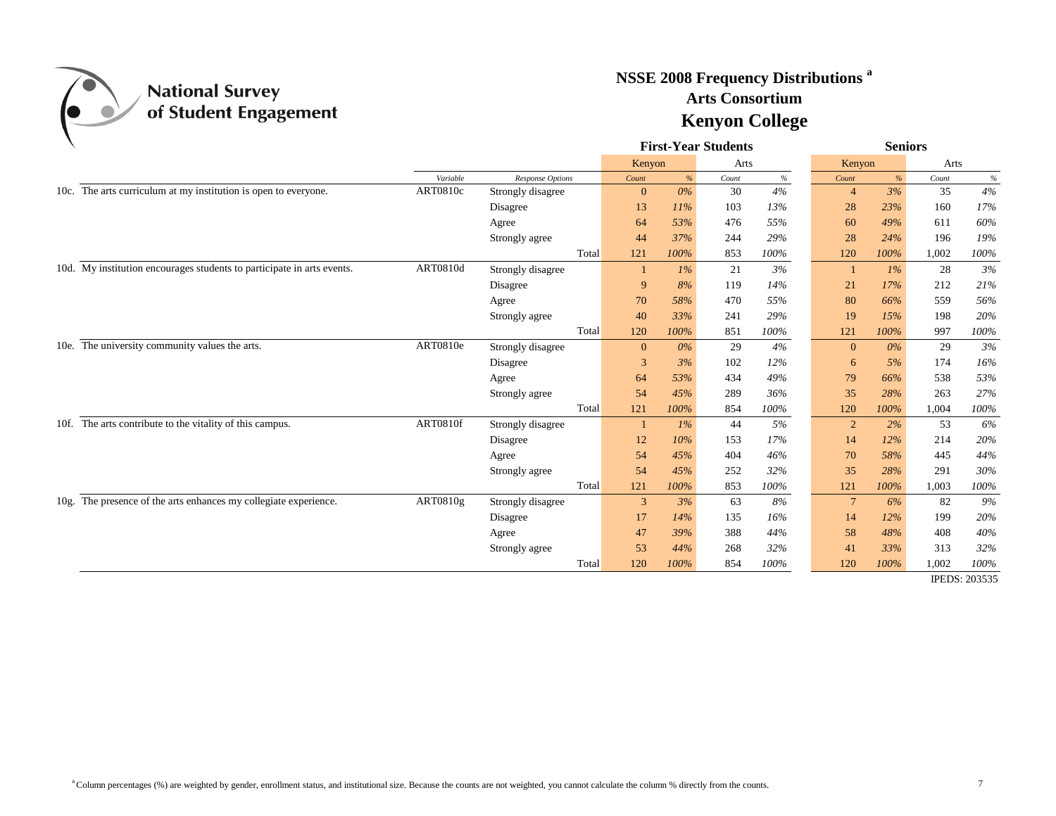# National Survey of Student Engagement

## NSSE 2008 Frequency Distributions [a]

## Arts Consortium

## Kenyon College

| | Variable | Response Options | First-Year Students | | | | Seniors | | | |
|---|---|---|---|---|---|---|---|---|---|---|
| | | | Kenyon | | Arts | | Kenyon | | Arts | |
| | | | Count | % | Count | % | Count | % | Count | % |
| 10c. The arts curriculum at my institution is open to everyone. | ART0810c | Strongly disagree | 0 | 0% | 30 | 4% | 4 | 3% | 35 | 4% |
| | | Disagree | 13 | 11% | 103 | 13% | 28 | 23% | 160 | 17% |
| | | Agree | 64 | 53% | 476 | 55% | 60 | 49% | 611 | 60% |
| | | Strongly agree | 44 | 37% | 244 | 29% | 28 | 24% | 196 | 19% |
| | | Total | 121 | 100% | 853 | 100% | 120 | 100% | 1,002 | 100% |
| 10d. My institution encourages students to participate in arts events. | ART0810d | Strongly disagree | 1 | 1% | 21 | 3% | 1 | 1% | 28 | 3% |
| | | Disagree | 9 | 8% | 119 | 14% | 21 | 17% | 212 | 21% |
| | | Agree | 70 | 58% | 470 | 55% | 80 | 66% | 559 | 56% |
| | | Strongly agree | 40 | 33% | 241 | 29% | 19 | 15% | 198 | 20% |
| | | Total | 120 | 100% | 851 | 100% | 121 | 100% | 997 | 100% |
| 10e. The university community values the arts. | ART0810e | Strongly disagree | 0 | 0% | 29 | 4% | 0 | 0% | 29 | 3% |
| | | Disagree | 3 | 3% | 102 | 12% | 6 | 5% | 174 | 16% |
| | | Agree | 64 | 53% | 434 | 49% | 79 | 66% | 538 | 53% |
| | | Strongly agree | 54 | 45% | 289 | 36% | 35 | 28% | 263 | 27% |
| | | Total | 121 | 100% | 854 | 100% | 120 | 100% | 1,004 | 100% |
| 10f. The arts contribute to the vitality of this campus. | ART0810f | Strongly disagree | 1 | 1% | 44 | 5% | 2 | 2% | 53 | 6% |
| | | Disagree | 12 | 10% | 153 | 17% | 14 | 12% | 214 | 20% |
| | | Agree | 54 | 45% | 404 | 46% | 70 | 58% | 445 | 44% |
| | | Strongly agree | 54 | 45% | 252 | 32% | 35 | 28% | 291 | 30% |
| | | Total | 121 | 100% | 853 | 100% | 121 | 100% | 1,003 | 100% |
| 10g. The presence of the arts enhances my collegiate experience. | ART0810g | Strongly disagree | 3 | 3% | 63 | 8% | 7 | 6% | 82 | 9% |
| | | Disagree | 17 | 14% | 135 | 16% | 14 | 12% | 199 | 20% |
| | | Agree | 47 | 39% | 388 | 44% | 58 | 48% | 408 | 40% |
| | | Strongly agree | 53 | 44% | 268 | 32% | 41 | 33% | 313 | 32% |
| | | Total | 120 | 100% | 854 | 100% | 120 | 100% | 1,002 | 100% |

IPEDS: 203535

[a] Column percentages (%) are weighted by gender, enrollment status, and institutional size. Because the counts are not weighted, you cannot calculate the column % directly from the counts.